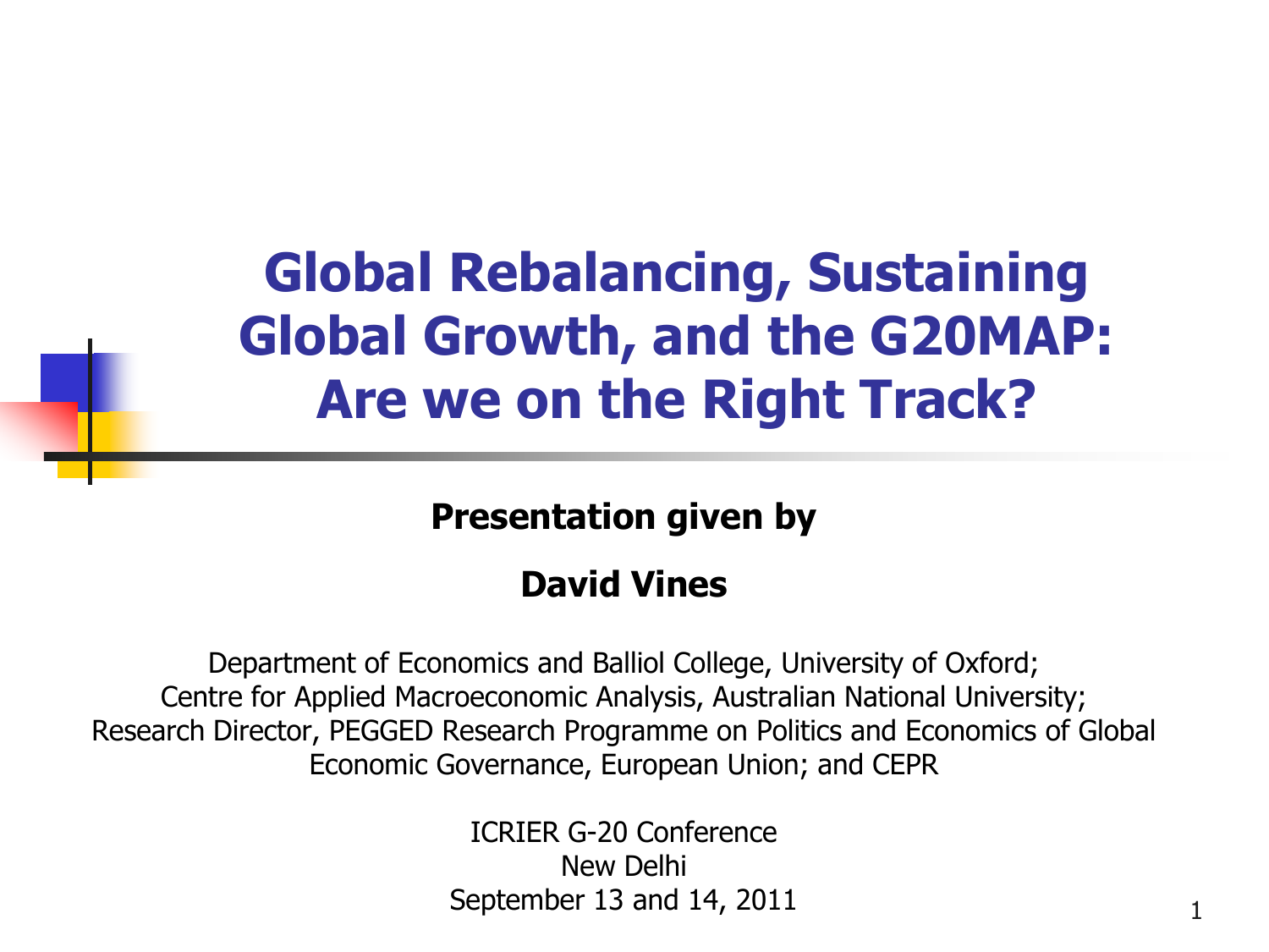# Global Rebalancing, Sustaining Global Growth, and the G20MAP: Are we on the Right Track?

**Presentation given by**

**David Vines**

Department of Economics and Balliol College, University of Oxford;
Centre for Applied Macroeconomic Analysis, Australian National University;
Research Director, PEGGED Research Programme on Politics and Economics of Global Economic Governance, European Union; and CEPR

ICRIER G-20 Conference
New Delhi
September 13 and 14, 2011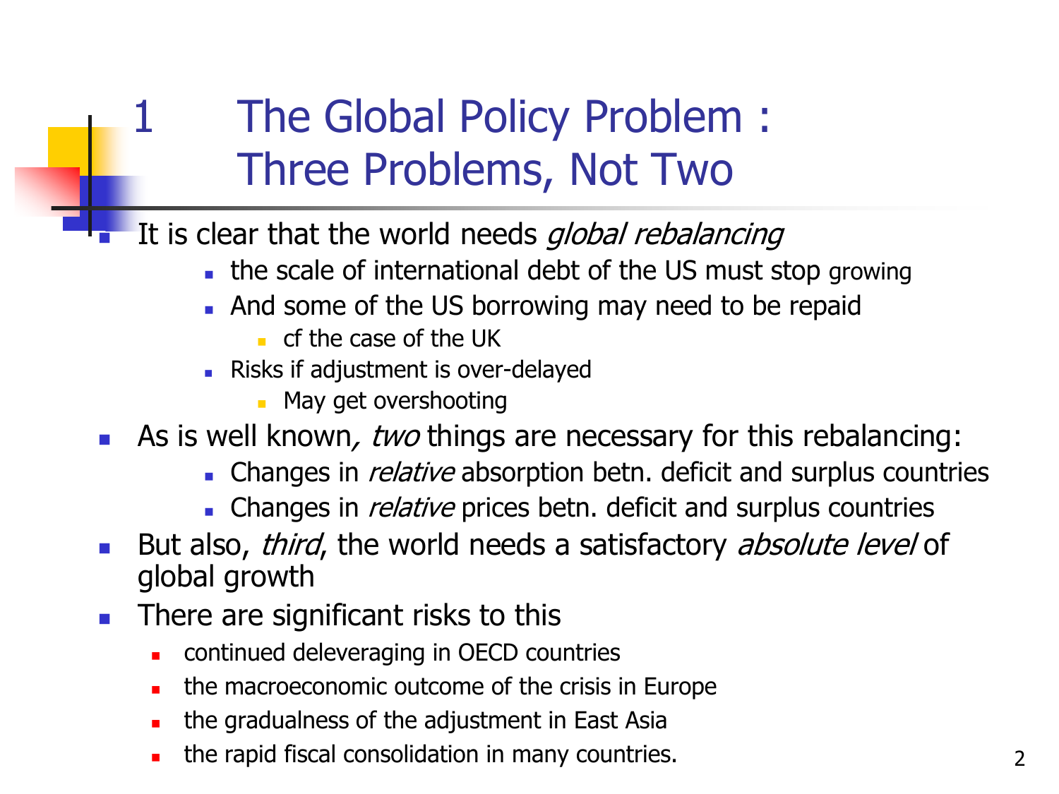# 1 The Global Policy Problem : Three Problems, Not Two

- It is clear that the world needs *global rebalancing*
  - the scale of international debt of the US must stop growing
  - And some of the US borrowing may need to be repaid
    - cf the case of the UK
  - Risks if adjustment is over-delayed
    - May get overshooting
- As is well known*, two* things are necessary for this rebalancing:
  - Changes in *relative* absorption betn. deficit and surplus countries
  - Changes in *relative* prices betn. deficit and surplus countries
- But also, *third*, the world needs a satisfactory *absolute level* of global growth
- There are significant risks to this
  - continued deleveraging in OECD countries
  - the macroeconomic outcome of the crisis in Europe
  - the gradualness of the adjustment in East Asia
  - the rapid fiscal consolidation in many countries.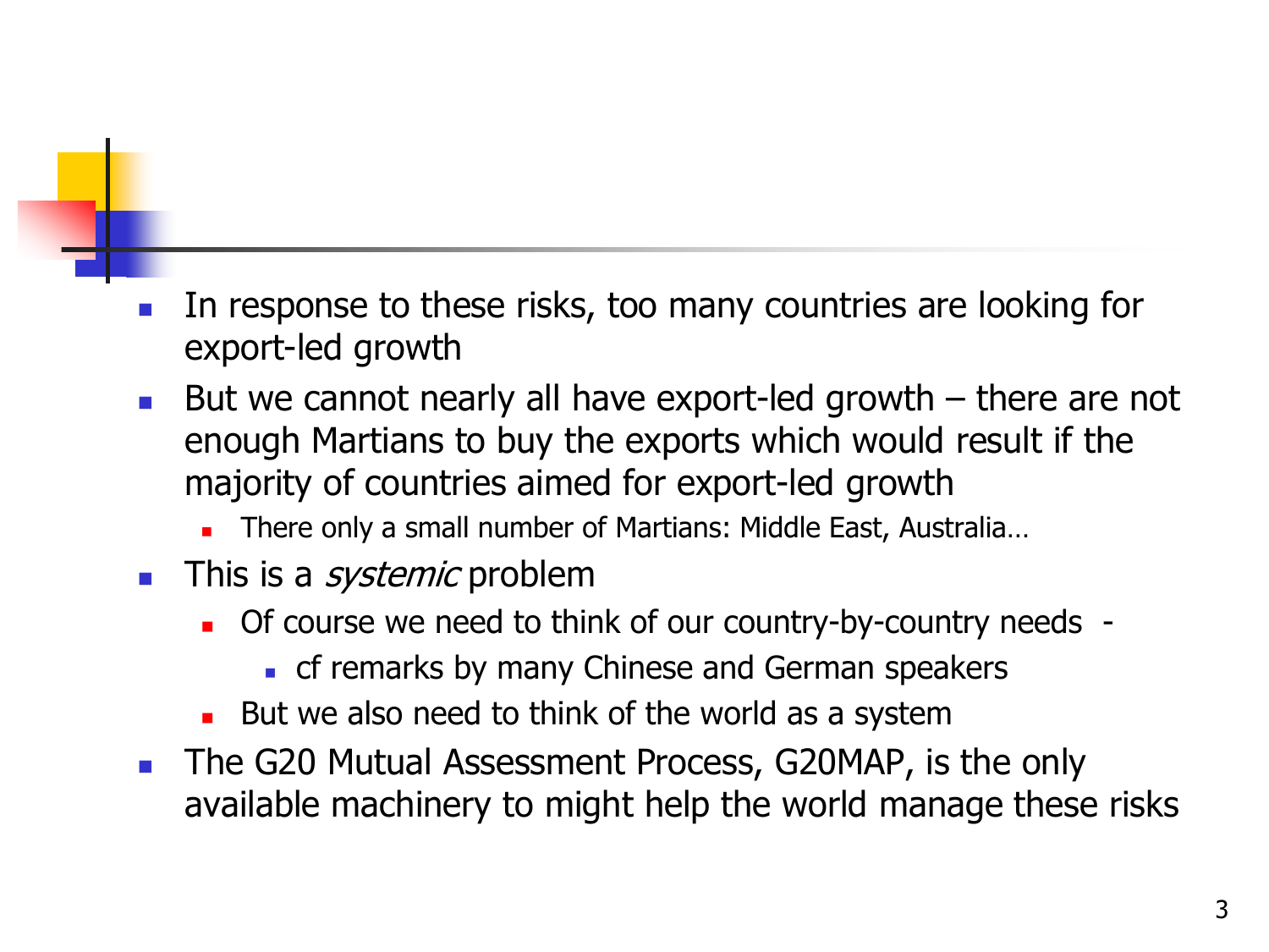- In response to these risks, too many countries are looking for export-led growth
- But we cannot nearly all have export-led growth – there are not enough Martians to buy the exports which would result if the majority of countries aimed for export-led growth
  - There only a small number of Martians: Middle East, Australia…
- This is a *systemic* problem
  - Of course we need to think of our country-by-country needs -
    - cf remarks by many Chinese and German speakers
  - But we also need to think of the world as a system
- The G20 Mutual Assessment Process, G20MAP, is the only available machinery to might help the world manage these risks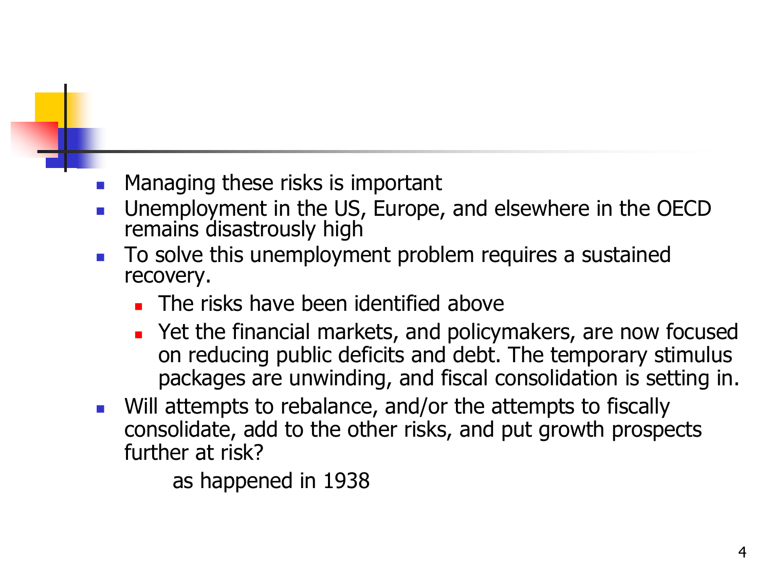- Managing these risks is important
- Unemployment in the US, Europe, and elsewhere in the OECD remains disastrously high
- To solve this unemployment problem requires a sustained recovery.
  - The risks have been identified above
  - Yet the financial markets, and policymakers, are now focused on reducing public deficits and debt. The temporary stimulus packages are unwinding, and fiscal consolidation is setting in.
- Will attempts to rebalance, and/or the attempts to fiscally consolidate, add to the other risks, and put growth prospects further at risk?

  as happened in 1938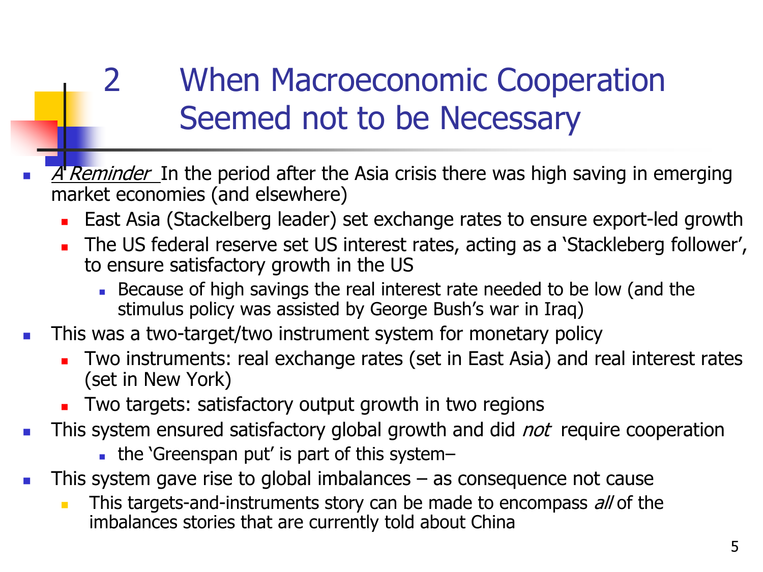# 2 When Macroeconomic Cooperation Seemed not to be Necessary

- *A Reminder* In the period after the Asia crisis there was high saving in emerging market economies (and elsewhere)
  - East Asia (Stackelberg leader) set exchange rates to ensure export-led growth
  - The US federal reserve set US interest rates, acting as a 'Stackleberg follower', to ensure satisfactory growth in the US
    - Because of high savings the real interest rate needed to be low (and the stimulus policy was assisted by George Bush's war in Iraq)
- This was a two-target/two instrument system for monetary policy
  - Two instruments: real exchange rates (set in East Asia) and real interest rates (set in New York)
  - Two targets: satisfactory output growth in two regions
- This system ensured satisfactory global growth and did *not* require cooperation
  - the 'Greenspan put' is part of this system–
- This system gave rise to global imbalances – as consequence not cause
  - This targets-and-instruments story can be made to encompass *all* of the imbalances stories that are currently told about China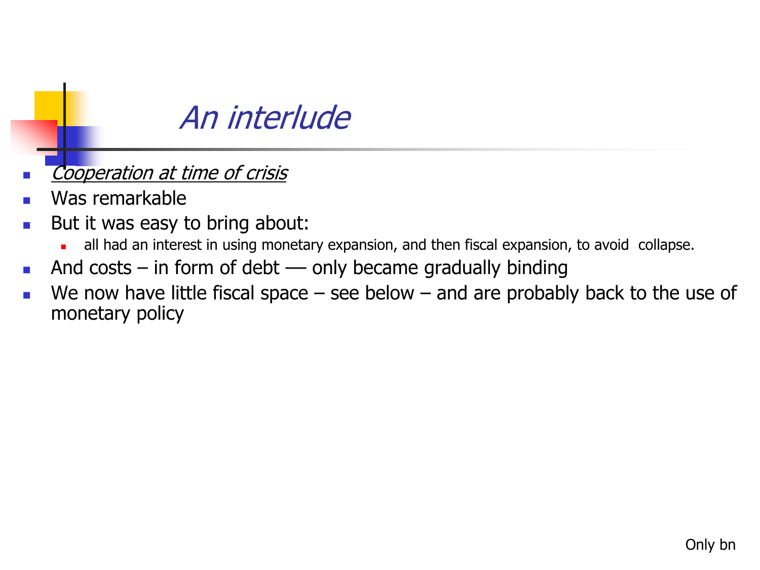# *An interlude*

- *Cooperation at time of crisis*
- Was remarkable
- But it was easy to bring about:
  - all had an interest in using monetary expansion, and then fiscal expansion, to avoid collapse.
- And costs – in form of debt –– only became gradually binding
- We now have little fiscal space – see below – and are probably back to the use of monetary policy

Only bn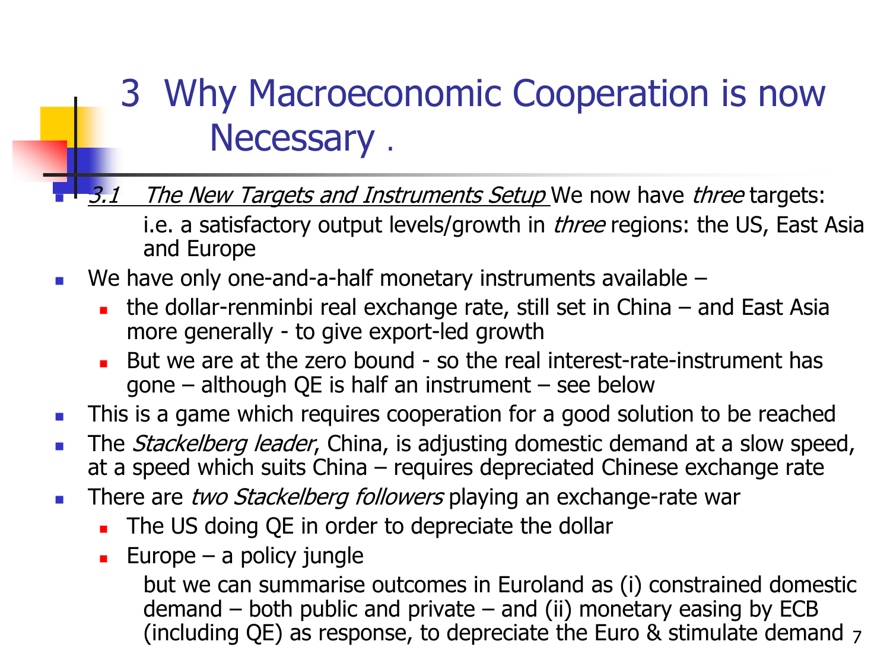# 3 Why Macroeconomic Cooperation is now Necessary .

- *3.1 The New Targets and Instruments Setup* We now have *three* targets:
  
  i.e. a satisfactory output levels/growth in *three* regions: the US, East Asia and Europe
- We have only one-and-a-half monetary instruments available –
  - the dollar-renminbi real exchange rate, still set in China – and East Asia more generally - to give export-led growth
  - But we are at the zero bound - so the real interest-rate-instrument has gone – although QE is half an instrument – see below
- This is a game which requires cooperation for a good solution to be reached
- The *Stackelberg leader*, China, is adjusting domestic demand at a slow speed, at a speed which suits China – requires depreciated Chinese exchange rate
- There are *two Stackelberg followers* playing an exchange-rate war
  - The US doing QE in order to depreciate the dollar
  - Europe – a policy jungle
    
    but we can summarise outcomes in Euroland as (i) constrained domestic demand – both public and private – and (ii) monetary easing by ECB (including QE) as response, to depreciate the Euro & stimulate demand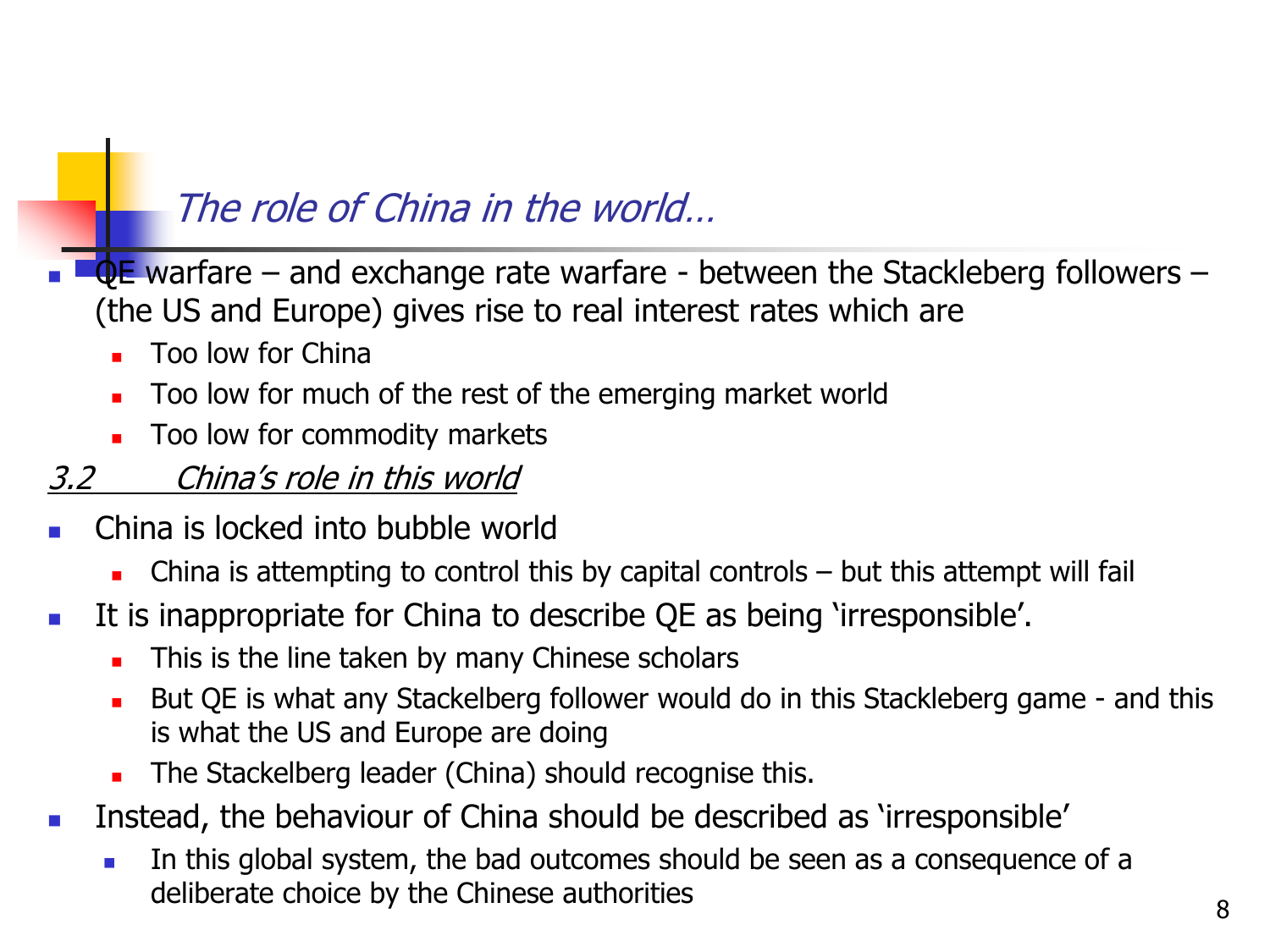## *The role of China in the world…*

- QE warfare – and exchange rate warfare - between the Stackleberg followers – (the US and Europe) gives rise to real interest rates which are
  - Too low for China
  - Too low for much of the rest of the emerging market world
  - Too low for commodity markets

### *3.2 China's role in this world*

- China is locked into bubble world
  - China is attempting to control this by capital controls – but this attempt will fail
- It is inappropriate for China to describe QE as being 'irresponsible'.
  - This is the line taken by many Chinese scholars
  - But QE is what any Stackelberg follower would do in this Stackleberg game - and this is what the US and Europe are doing
  - The Stackelberg leader (China) should recognise this.
- Instead, the behaviour of China should be described as 'irresponsible'
  - In this global system, the bad outcomes should be seen as a consequence of a deliberate choice by the Chinese authorities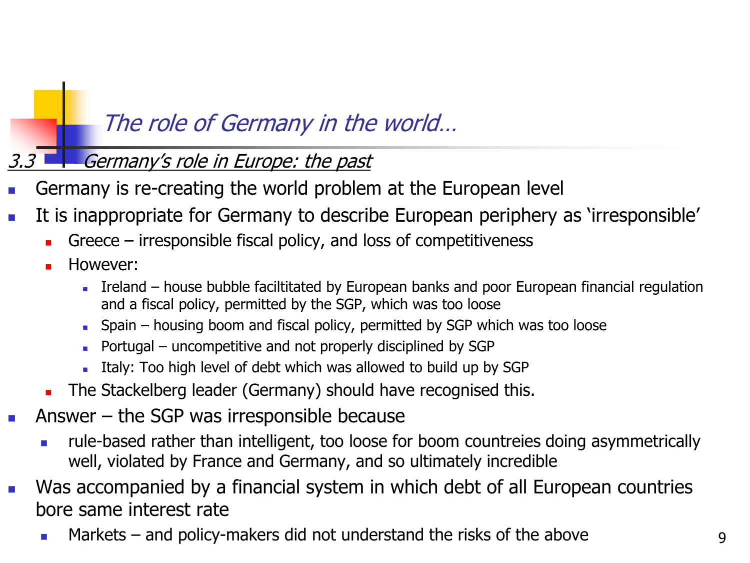# *The role of Germany in the world…*

## *3.3 Germany's role in Europe: the past*

- Germany is re-creating the world problem at the European level
- It is inappropriate for Germany to describe European periphery as 'irresponsible'
  - Greece – irresponsible fiscal policy, and loss of competitiveness
  - However:
    - Ireland – house bubble faciltitated by European banks and poor European financial regulation and a fiscal policy, permitted by the SGP, which was too loose
    - Spain – housing boom and fiscal policy, permitted by SGP which was too loose
    - Portugal – uncompetitive and not properly disciplined by SGP
    - Italy: Too high level of debt which was allowed to build up by SGP
  - The Stackelberg leader (Germany) should have recognised this.
- Answer – the SGP was irresponsible because
  - rule-based rather than intelligent, too loose for boom countreies doing asymmetrically well, violated by France and Germany, and so ultimately incredible
- Was accompanied by a financial system in which debt of all European countries bore same interest rate
  - Markets – and policy-makers did not understand the risks of the above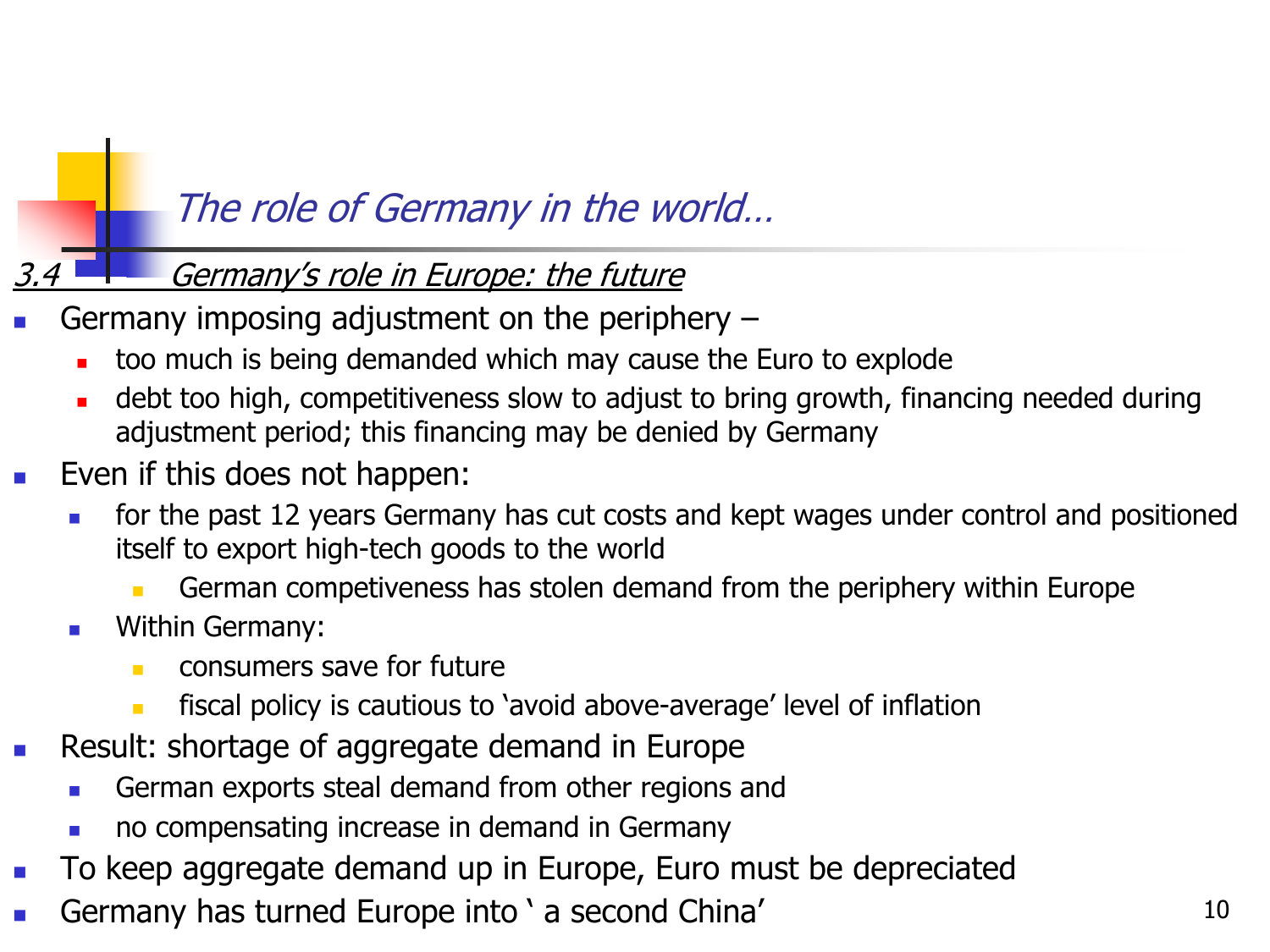# *The role of Germany in the world…*

## *3.4 Germany's role in Europe: the future*

- Germany imposing adjustment on the periphery –
  - too much is being demanded which may cause the Euro to explode
  - debt too high, competitiveness slow to adjust to bring growth, financing needed during adjustment period; this financing may be denied by Germany
- Even if this does not happen:
  - for the past 12 years Germany has cut costs and kept wages under control and positioned itself to export high-tech goods to the world
    - German competiveness has stolen demand from the periphery within Europe
  - Within Germany:
    - consumers save for future
    - fiscal policy is cautious to 'avoid above-average' level of inflation
- Result: shortage of aggregate demand in Europe
  - German exports steal demand from other regions and
  - no compensating increase in demand in Germany
- To keep aggregate demand up in Europe, Euro must be depreciated
- Germany has turned Europe into ' a second China'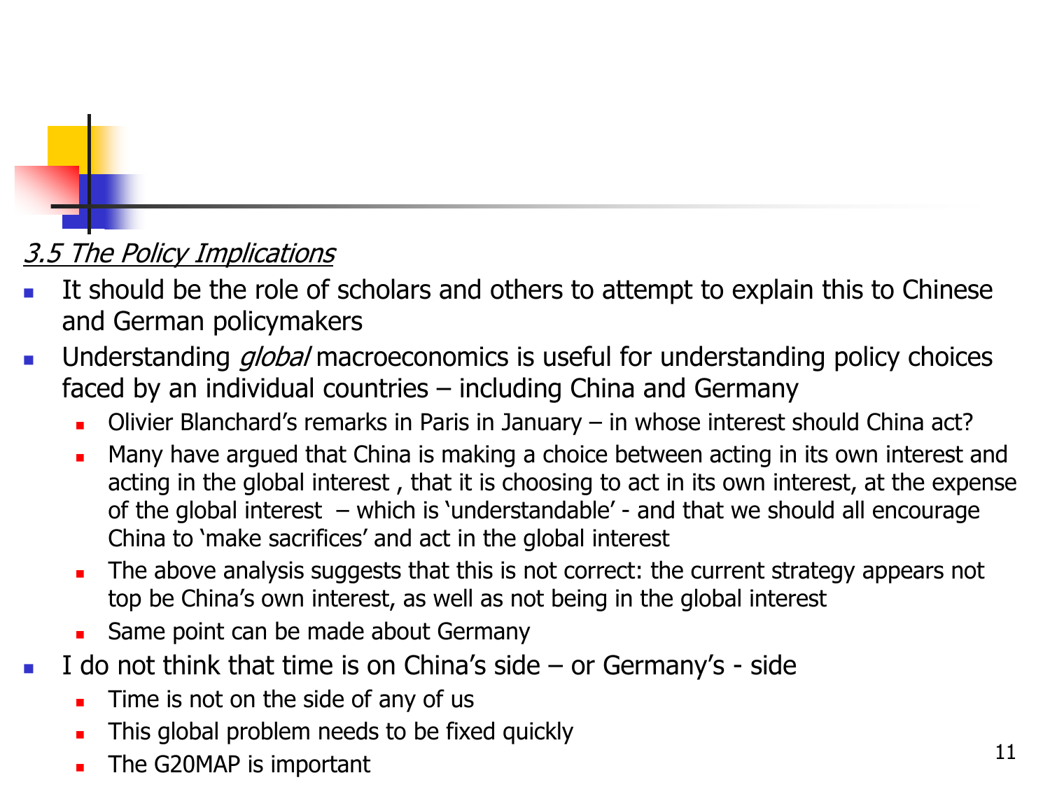### *3.5 The Policy Implications*

- It should be the role of scholars and others to attempt to explain this to Chinese and German policymakers
- Understanding *global* macroeconomics is useful for understanding policy choices faced by an individual countries – including China and Germany
  - Olivier Blanchard's remarks in Paris in January – in whose interest should China act?
  - Many have argued that China is making a choice between acting in its own interest and acting in the global interest , that it is choosing to act in its own interest, at the expense of the global interest – which is 'understandable' - and that we should all encourage China to 'make sacrifices' and act in the global interest
  - The above analysis suggests that this is not correct: the current strategy appears not top be China's own interest, as well as not being in the global interest
  - Same point can be made about Germany
- I do not think that time is on China's side – or Germany's - side
  - Time is not on the side of any of us
  - This global problem needs to be fixed quickly
  - The G20MAP is important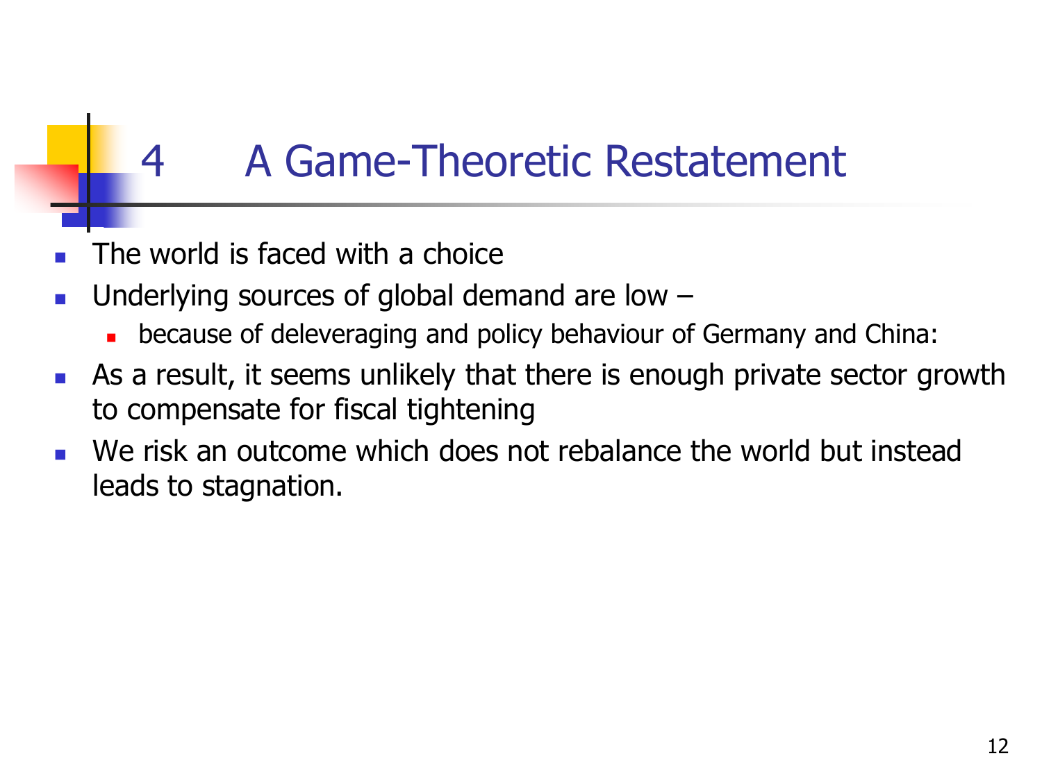# 4 A Game-Theoretic Restatement

- The world is faced with a choice
- Underlying sources of global demand are low –
  - because of deleveraging and policy behaviour of Germany and China:
- As a result, it seems unlikely that there is enough private sector growth to compensate for fiscal tightening
- We risk an outcome which does not rebalance the world but instead leads to stagnation.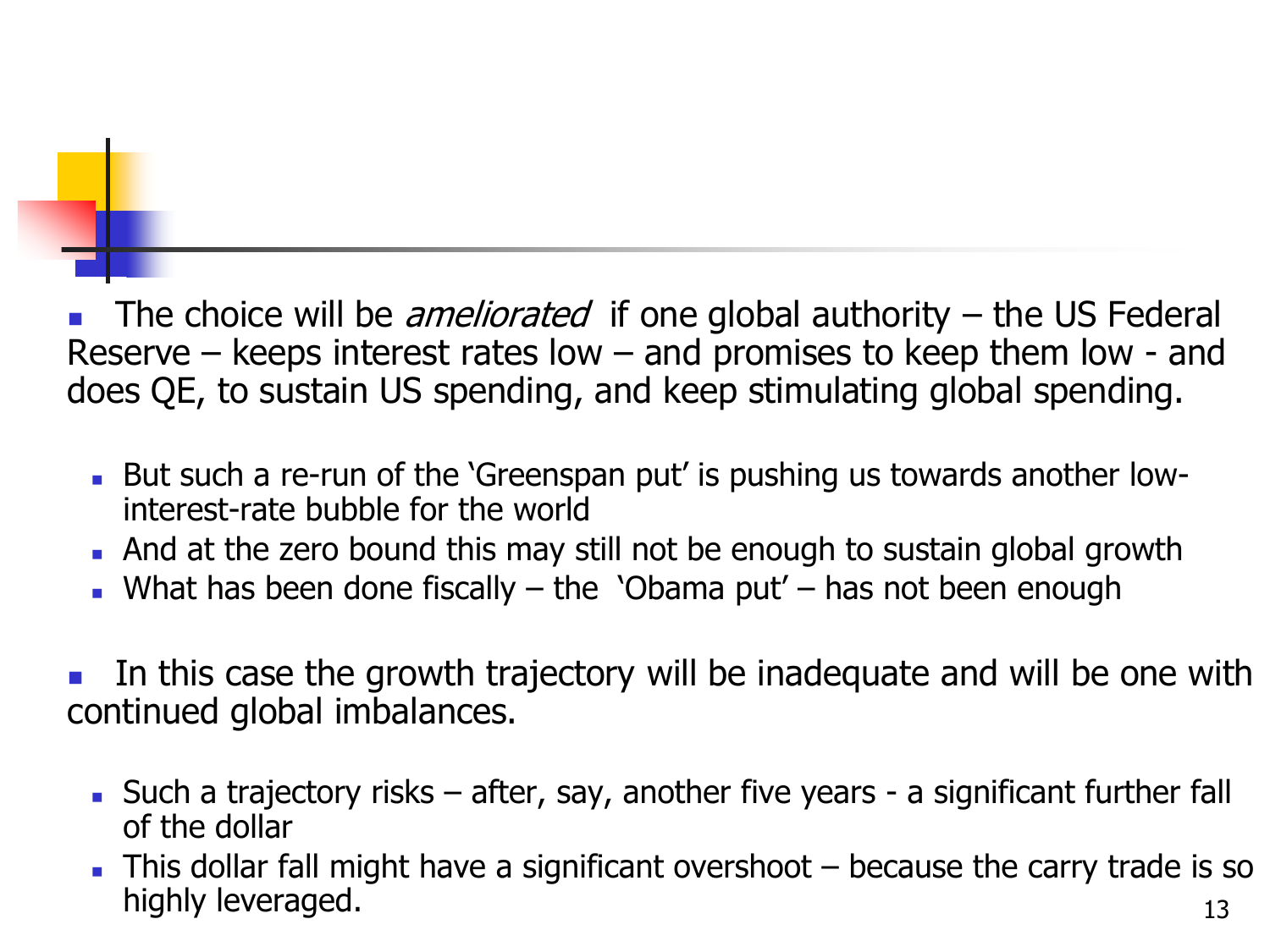- The choice will be *ameliorated* if one global authority – the US Federal Reserve – keeps interest rates low – and promises to keep them low - and does QE, to sustain US spending, and keep stimulating global spending.
  - But such a re-run of the 'Greenspan put' is pushing us towards another low-interest-rate bubble for the world
  - And at the zero bound this may still not be enough to sustain global growth
  - What has been done fiscally – the 'Obama put' – has not been enough

- In this case the growth trajectory will be inadequate and will be one with continued global imbalances.
  - Such a trajectory risks – after, say, another five years - a significant further fall of the dollar
  - This dollar fall might have a significant overshoot – because the carry trade is so highly leveraged.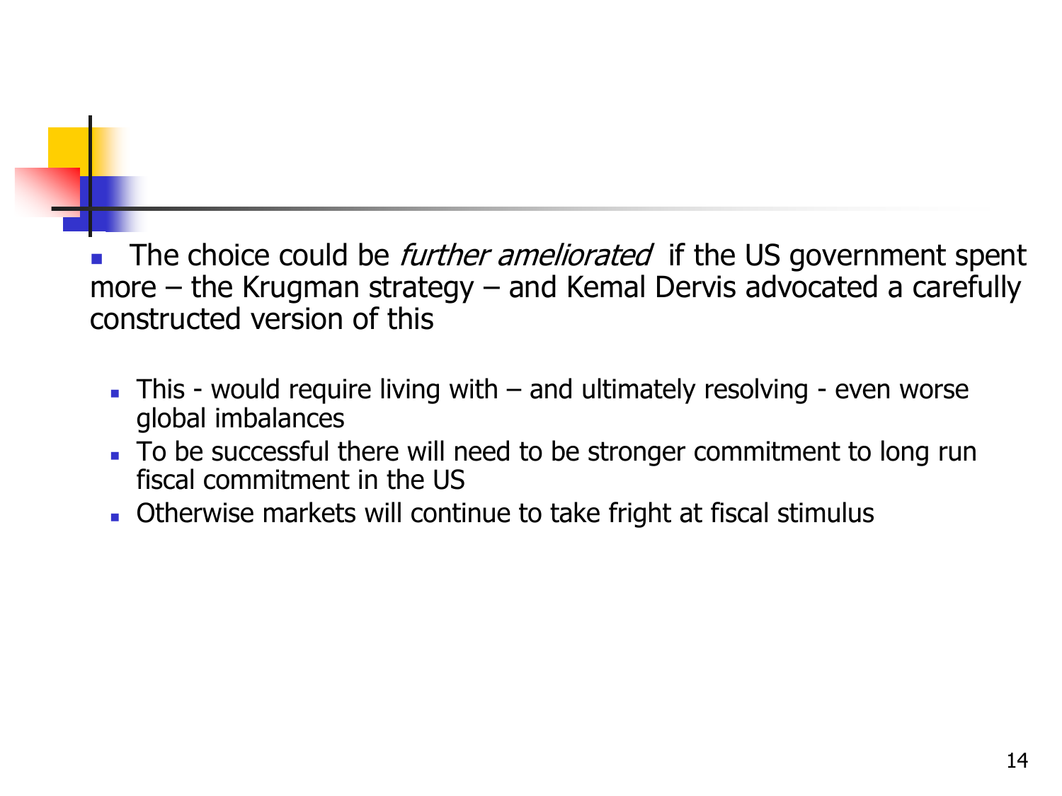- The choice could be *further ameliorated* if the US government spent more – the Krugman strategy – and Kemal Dervis advocated a carefully constructed version of this
  - This - would require living with – and ultimately resolving - even worse global imbalances
  - To be successful there will need to be stronger commitment to long run fiscal commitment in the US
  - Otherwise markets will continue to take fright at fiscal stimulus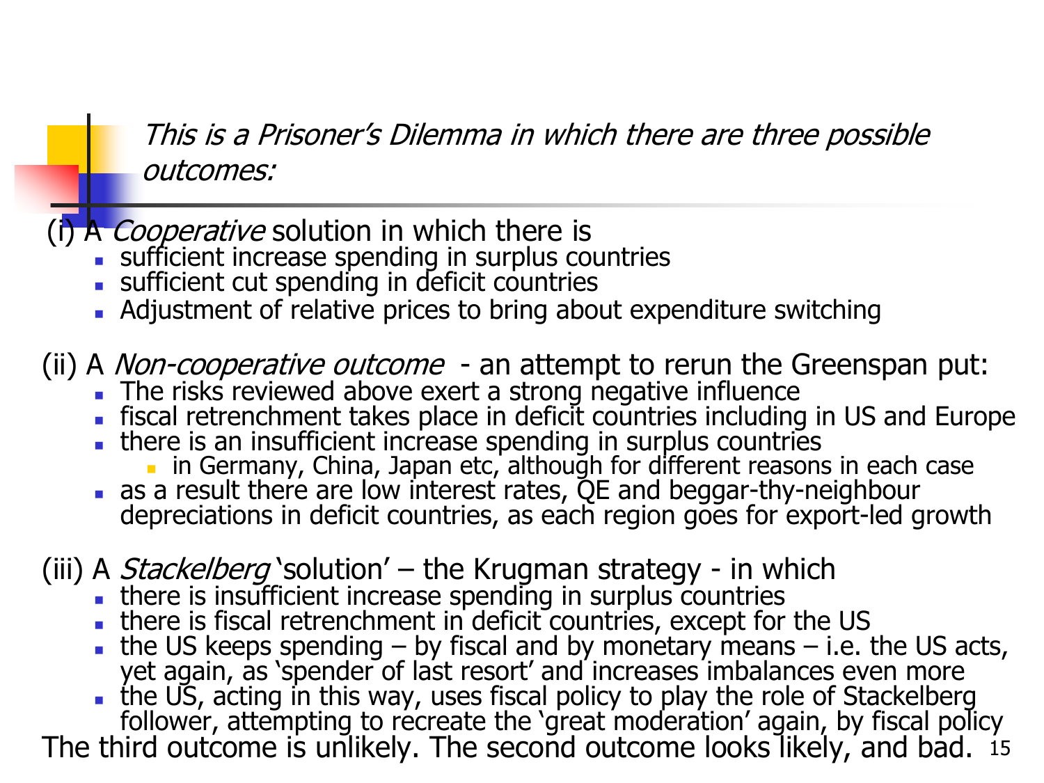## *This is a Prisoner's Dilemma in which there are three possible outcomes:*

(i) A *Cooperative* solution in which there is

- sufficient increase spending in surplus countries
- sufficient cut spending in deficit countries
- Adjustment of relative prices to bring about expenditure switching

(ii) A *Non-cooperative outcome* - an attempt to rerun the Greenspan put:

- The risks reviewed above exert a strong negative influence
- fiscal retrenchment takes place in deficit countries including in US and Europe
- there is an insufficient increase spending in surplus countries
  - in Germany, China, Japan etc, although for different reasons in each case
- as a result there are low interest rates, QE and beggar-thy-neighbour depreciations in deficit countries, as each region goes for export-led growth

(iii) A *Stackelberg* 'solution' – the Krugman strategy - in which

- there is insufficient increase spending in surplus countries
- there is fiscal retrenchment in deficit countries, except for the US
- the US keeps spending – by fiscal and by monetary means – i.e. the US acts, yet again, as 'spender of last resort' and increases imbalances even more
- the US, acting in this way, uses fiscal policy to play the role of Stackelberg follower, attempting to recreate the 'great moderation' again, by fiscal policy

The third outcome is unlikely. The second outcome looks likely, and bad.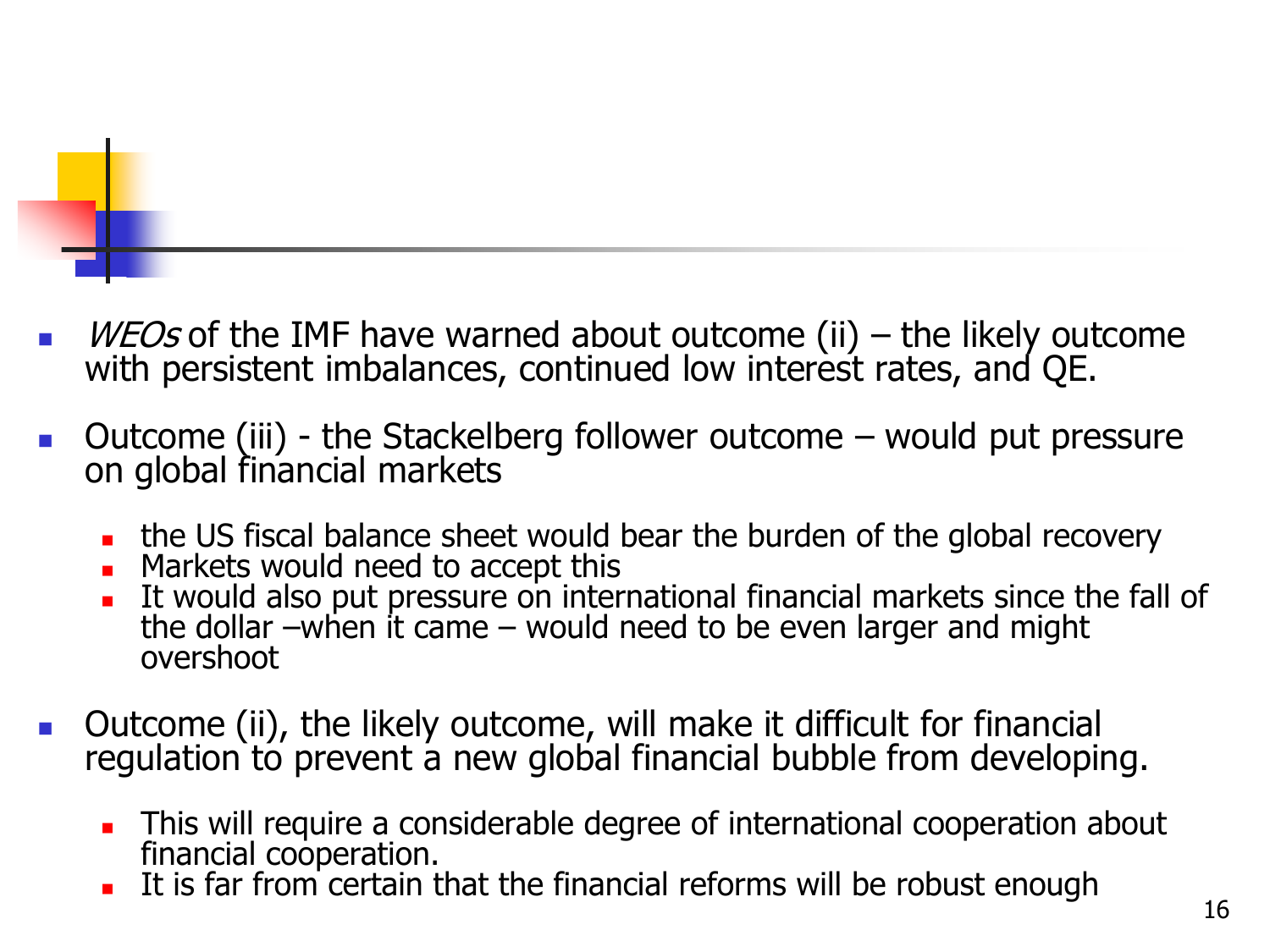- *WEOs* of the IMF have warned about outcome (ii) – the likely outcome with persistent imbalances, continued low interest rates, and QE.
- Outcome (iii) - the Stackelberg follower outcome – would put pressure on global financial markets
  - the US fiscal balance sheet would bear the burden of the global recovery
  - Markets would need to accept this
  - It would also put pressure on international financial markets since the fall of the dollar –when it came – would need to be even larger and might overshoot
- Outcome (ii), the likely outcome, will make it difficult for financial regulation to prevent a new global financial bubble from developing.
  - This will require a considerable degree of international cooperation about financial cooperation.
  - It is far from certain that the financial reforms will be robust enough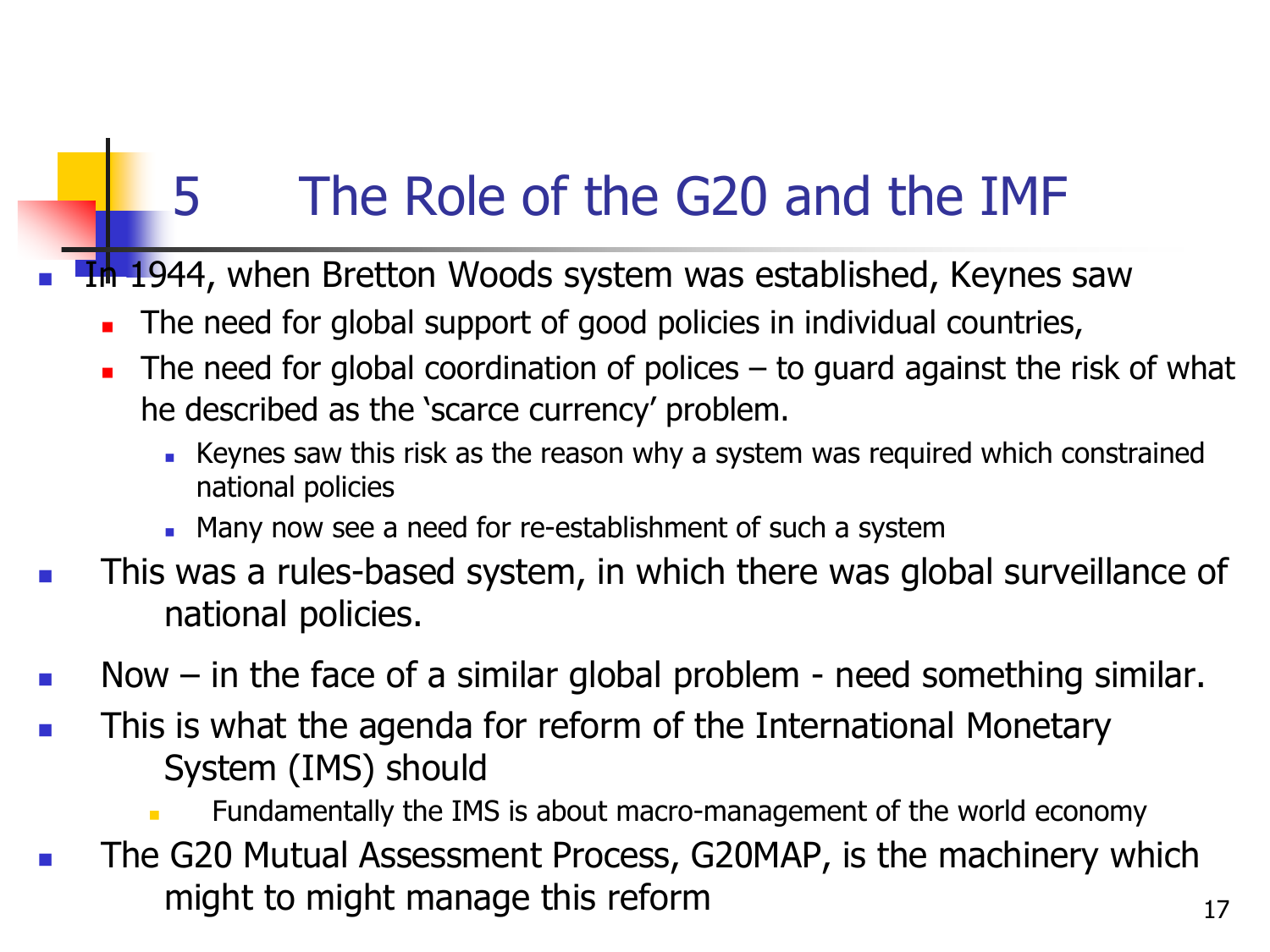# 5 The Role of the G20 and the IMF

- In 1944, when Bretton Woods system was established, Keynes saw
  - The need for global support of good policies in individual countries,
  - The need for global coordination of polices – to guard against the risk of what he described as the 'scarce currency' problem.
    - Keynes saw this risk as the reason why a system was required which constrained national policies
    - Many now see a need for re-establishment of such a system
- This was a rules-based system, in which there was global surveillance of national policies.
- Now – in the face of a similar global problem - need something similar.
- This is what the agenda for reform of the International Monetary System (IMS) should
  - Fundamentally the IMS is about macro-management of the world economy
- The G20 Mutual Assessment Process, G20MAP, is the machinery which might to might manage this reform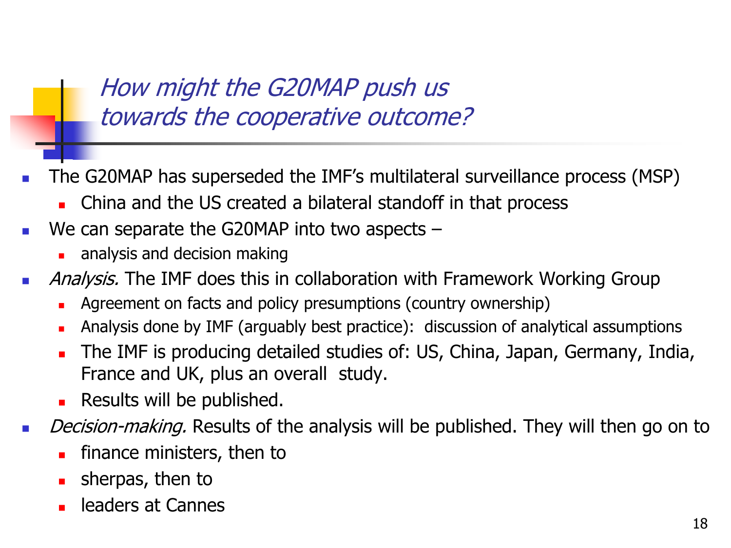## *How might the G20MAP push us towards the cooperative outcome?*

- The G20MAP has superseded the IMF's multilateral surveillance process (MSP)
  - China and the US created a bilateral standoff in that process
- We can separate the G20MAP into two aspects –
  - analysis and decision making
- *Analysis.* The IMF does this in collaboration with Framework Working Group
  - Agreement on facts and policy presumptions (country ownership)
  - Analysis done by IMF (arguably best practice): discussion of analytical assumptions
  - The IMF is producing detailed studies of: US, China, Japan, Germany, India, France and UK, plus an overall study.
  - Results will be published.
- *Decision-making.* Results of the analysis will be published. They will then go on to
  - finance ministers, then to
  - sherpas, then to
  - leaders at Cannes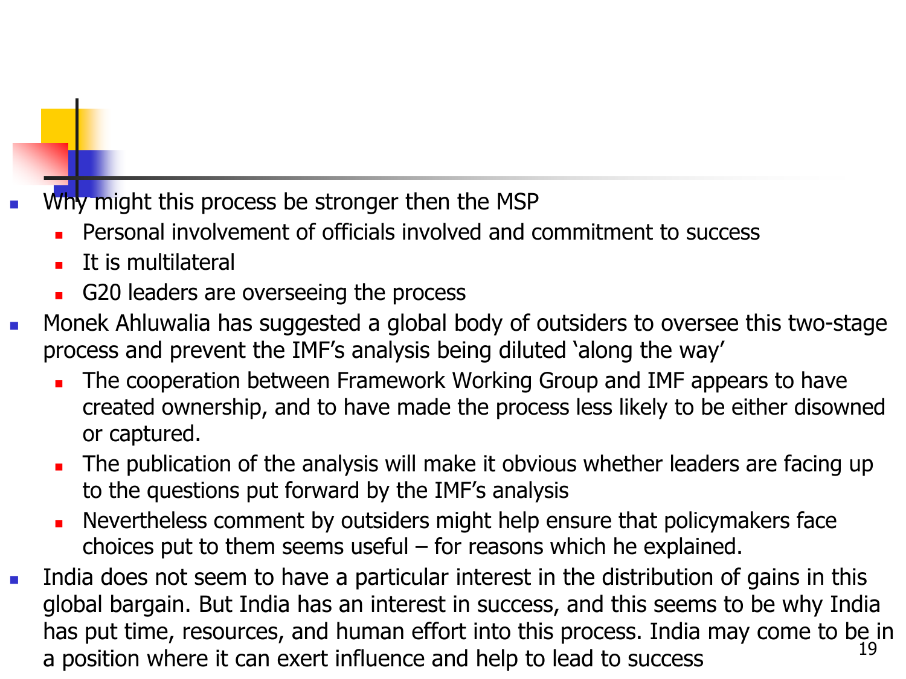- Why might this process be stronger then the MSP
  - Personal involvement of officials involved and commitment to success
  - It is multilateral
  - G20 leaders are overseeing the process
- Monek Ahluwalia has suggested a global body of outsiders to oversee this two-stage process and prevent the IMF's analysis being diluted 'along the way'
  - The cooperation between Framework Working Group and IMF appears to have created ownership, and to have made the process less likely to be either disowned or captured.
  - The publication of the analysis will make it obvious whether leaders are facing up to the questions put forward by the IMF's analysis
  - Nevertheless comment by outsiders might help ensure that policymakers face choices put to them seems useful – for reasons which he explained.
- India does not seem to have a particular interest in the distribution of gains in this global bargain. But India has an interest in success, and this seems to be why India has put time, resources, and human effort into this process. India may come to be in a position where it can exert influence and help to lead to success